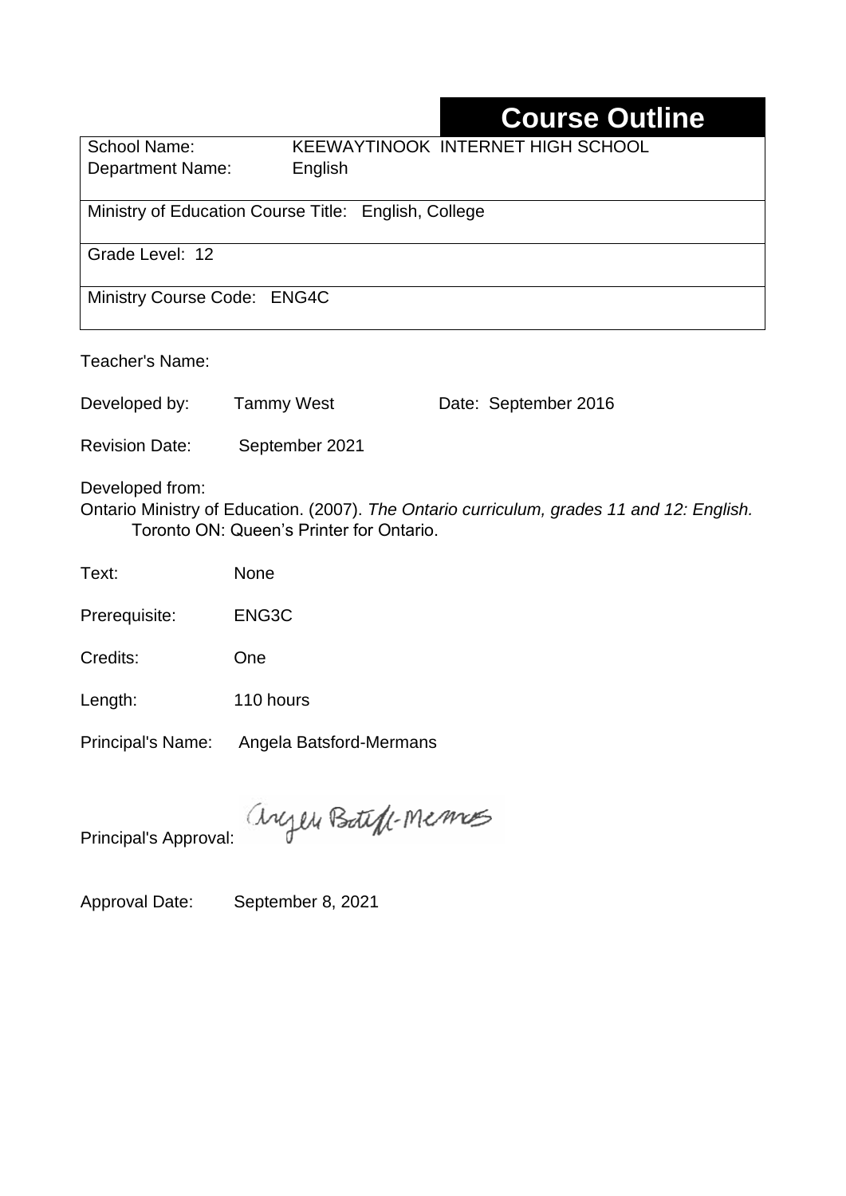# Course Outline

| | |
|---|---|
| School Name: | KEEWAYTINOOK INTERNET HIGH SCHOOL |
| Department Name: | English |
| Ministry of Education Course Title: English, College | |
| Grade Level: 12 | |
| Ministry Course Code: ENG4C | |

Teacher's Name:

Developed by: Tammy West Date: September 2016

Revision Date: September 2021

Developed from:
Ontario Ministry of Education. (2007). *The Ontario curriculum, grades 11 and 12: English.* Toronto ON: Queen's Printer for Ontario.

Text: None

Prerequisite: ENG3C

Credits: One

Length: 110 hours

Principal's Name: Angela Batsford-Mermans

Principal's Approval: Angela Batsford-Mermans

Approval Date: September 8, 2021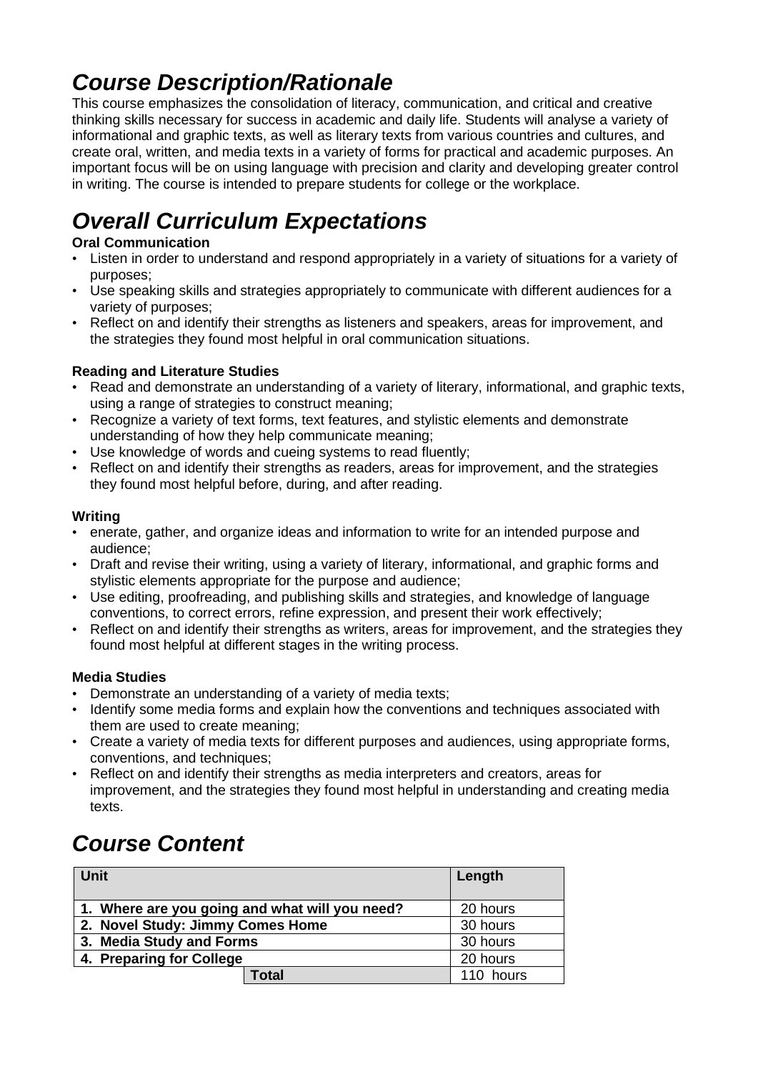# *Course Description/Rationale*

This course emphasizes the consolidation of literacy, communication, and critical and creative thinking skills necessary for success in academic and daily life. Students will analyse a variety of informational and graphic texts, as well as literary texts from various countries and cultures, and create oral, written, and media texts in a variety of forms for practical and academic purposes. An important focus will be on using language with precision and clarity and developing greater control in writing. The course is intended to prepare students for college or the workplace.

# *Overall Curriculum Expectations*

**Oral Communication**

- Listen in order to understand and respond appropriately in a variety of situations for a variety of purposes;
- Use speaking skills and strategies appropriately to communicate with different audiences for a variety of purposes;
- Reflect on and identify their strengths as listeners and speakers, areas for improvement, and the strategies they found most helpful in oral communication situations.

**Reading and Literature Studies**

- Read and demonstrate an understanding of a variety of literary, informational, and graphic texts, using a range of strategies to construct meaning;
- Recognize a variety of text forms, text features, and stylistic elements and demonstrate understanding of how they help communicate meaning;
- Use knowledge of words and cueing systems to read fluently;
- Reflect on and identify their strengths as readers, areas for improvement, and the strategies they found most helpful before, during, and after reading.

**Writing**

- enerate, gather, and organize ideas and information to write for an intended purpose and audience;
- Draft and revise their writing, using a variety of literary, informational, and graphic forms and stylistic elements appropriate for the purpose and audience;
- Use editing, proofreading, and publishing skills and strategies, and knowledge of language conventions, to correct errors, refine expression, and present their work effectively;
- Reflect on and identify their strengths as writers, areas for improvement, and the strategies they found most helpful at different stages in the writing process.

**Media Studies**

- Demonstrate an understanding of a variety of media texts;
- Identify some media forms and explain how the conventions and techniques associated with them are used to create meaning;
- Create a variety of media texts for different purposes and audiences, using appropriate forms, conventions, and techniques;
- Reflect on and identify their strengths as media interpreters and creators, areas for improvement, and the strategies they found most helpful in understanding and creating media texts.

# *Course Content*

| Unit | Length |
|---|---|
| **1. Where are you going and what will you need?** | 20 hours |
| **2. Novel Study: Jimmy Comes Home** | 30 hours |
| **3. Media Study and Forms** | 30 hours |
| **4. Preparing for College** | 20 hours |
| **Total** | 110 hours |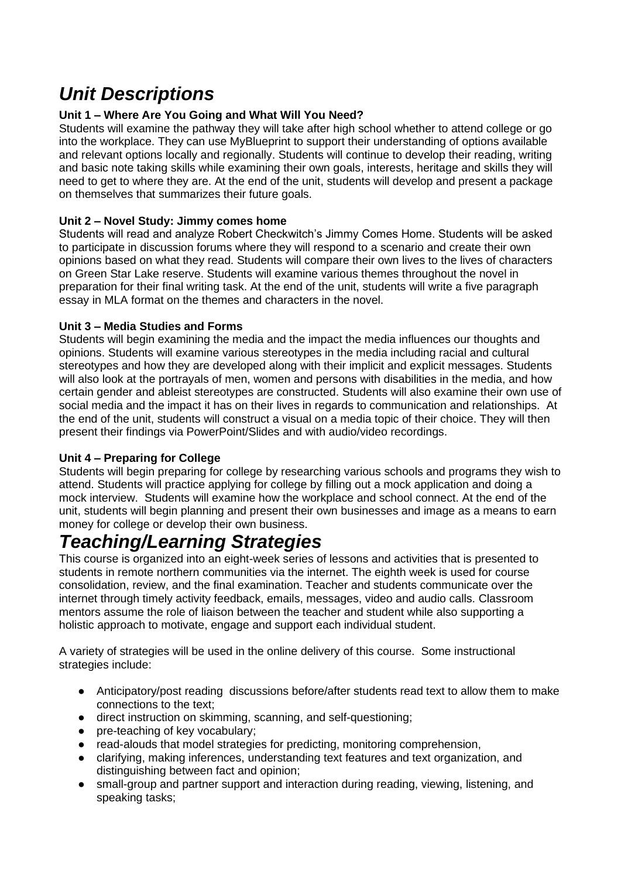# *Unit Descriptions*

**Unit 1 – Where Are You Going and What Will You Need?**

Students will examine the pathway they will take after high school whether to attend college or go into the workplace. They can use MyBlueprint to support their understanding of options available and relevant options locally and regionally. Students will continue to develop their reading, writing and basic note taking skills while examining their own goals, interests, heritage and skills they will need to get to where they are. At the end of the unit, students will develop and present a package on themselves that summarizes their future goals.

**Unit 2 – Novel Study: Jimmy comes home**

Students will read and analyze Robert Checkwitch's Jimmy Comes Home. Students will be asked to participate in discussion forums where they will respond to a scenario and create their own opinions based on what they read. Students will compare their own lives to the lives of characters on Green Star Lake reserve. Students will examine various themes throughout the novel in preparation for their final writing task. At the end of the unit, students will write a five paragraph essay in MLA format on the themes and characters in the novel.

**Unit 3 – Media Studies and Forms**

Students will begin examining the media and the impact the media influences our thoughts and opinions. Students will examine various stereotypes in the media including racial and cultural stereotypes and how they are developed along with their implicit and explicit messages. Students will also look at the portrayals of men, women and persons with disabilities in the media, and how certain gender and ableist stereotypes are constructed. Students will also examine their own use of social media and the impact it has on their lives in regards to communication and relationships. At the end of the unit, students will construct a visual on a media topic of their choice. They will then present their findings via PowerPoint/Slides and with audio/video recordings.

**Unit 4 – Preparing for College**

Students will begin preparing for college by researching various schools and programs they wish to attend. Students will practice applying for college by filling out a mock application and doing a mock interview. Students will examine how the workplace and school connect. At the end of the unit, students will begin planning and present their own businesses and image as a means to earn money for college or develop their own business.

# *Teaching/Learning Strategies*

This course is organized into an eight-week series of lessons and activities that is presented to students in remote northern communities via the internet. The eighth week is used for course consolidation, review, and the final examination. Teacher and students communicate over the internet through timely activity feedback, emails, messages, video and audio calls. Classroom mentors assume the role of liaison between the teacher and student while also supporting a holistic approach to motivate, engage and support each individual student.

A variety of strategies will be used in the online delivery of this course. Some instructional strategies include:

- Anticipatory/post reading discussions before/after students read text to allow them to make connections to the text;
- direct instruction on skimming, scanning, and self-questioning;
- pre-teaching of key vocabulary;
- read-alouds that model strategies for predicting, monitoring comprehension,
- clarifying, making inferences, understanding text features and text organization, and distinguishing between fact and opinion;
- small-group and partner support and interaction during reading, viewing, listening, and speaking tasks;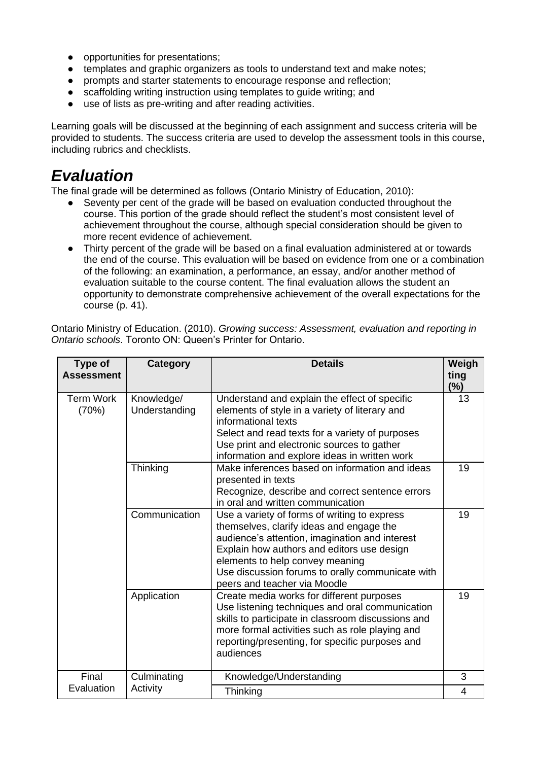- opportunities for presentations;
- templates and graphic organizers as tools to understand text and make notes;
- prompts and starter statements to encourage response and reflection;
- scaffolding writing instruction using templates to guide writing; and
- use of lists as pre-writing and after reading activities.

Learning goals will be discussed at the beginning of each assignment and success criteria will be provided to students. The success criteria are used to develop the assessment tools in this course, including rubrics and checklists.

# *Evaluation*

The final grade will be determined as follows (Ontario Ministry of Education, 2010):

- Seventy per cent of the grade will be based on evaluation conducted throughout the course. This portion of the grade should reflect the student's most consistent level of achievement throughout the course, although special consideration should be given to more recent evidence of achievement.
- Thirty percent of the grade will be based on a final evaluation administered at or towards the end of the course. This evaluation will be based on evidence from one or a combination of the following: an examination, a performance, an essay, and/or another method of evaluation suitable to the course content. The final evaluation allows the student an opportunity to demonstrate comprehensive achievement of the overall expectations for the course (p. 41).

Ontario Ministry of Education. (2010). *Growing success: Assessment, evaluation and reporting in Ontario schools*. Toronto ON: Queen's Printer for Ontario.

| Type of Assessment | Category | Details | Weighting (%) |
|---|---|---|---|
| Term Work (70%) | Knowledge/ Understanding | Understand and explain the effect of specific elements of style in a variety of literary and informational texts<br>Select and read texts for a variety of purposes<br>Use print and electronic sources to gather information and explore ideas in written work | 13 |
| | Thinking | Make inferences based on information and ideas presented in texts<br>Recognize, describe and correct sentence errors in oral and written communication | 19 |
| | Communication | Use a variety of forms of writing to express themselves, clarify ideas and engage the audience's attention, imagination and interest<br>Explain how authors and editors use design elements to help convey meaning<br>Use discussion forums to orally communicate with peers and teacher via Moodle | 19 |
| | Application | Create media works for different purposes<br>Use listening techniques and oral communication skills to participate in classroom discussions and more formal activities such as role playing and reporting/presenting, for specific purposes and audiences | 19 |
| Final Evaluation | Culminating Activity | Knowledge/Understanding | 3 |
| | | Thinking | 4 |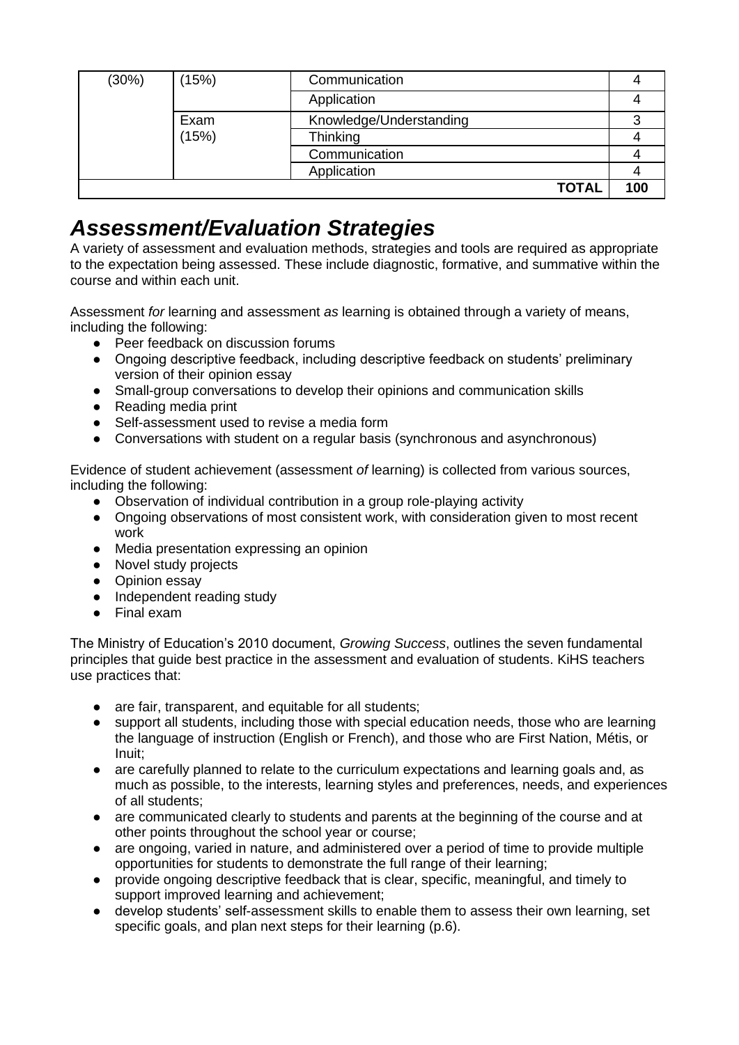| (30%) | (15%) | Communication | 4 |
|---|---|---|---|
| | | Application | 4 |
| | Exam (15%) | Knowledge/Understanding | 3 |
| | | Thinking | 4 |
| | | Communication | 4 |
| | | Application | 4 |
| | | **TOTAL** | **100** |

# *Assessment/Evaluation Strategies*

A variety of assessment and evaluation methods, strategies and tools are required as appropriate to the expectation being assessed. These include diagnostic, formative, and summative within the course and within each unit.

Assessment *for* learning and assessment *as* learning is obtained through a variety of means, including the following:

- Peer feedback on discussion forums
- Ongoing descriptive feedback, including descriptive feedback on students' preliminary version of their opinion essay
- Small-group conversations to develop their opinions and communication skills
- Reading media print
- Self-assessment used to revise a media form
- Conversations with student on a regular basis (synchronous and asynchronous)

Evidence of student achievement (assessment *of* learning) is collected from various sources, including the following:

- Observation of individual contribution in a group role-playing activity
- Ongoing observations of most consistent work, with consideration given to most recent work
- Media presentation expressing an opinion
- Novel study projects
- Opinion essay
- Independent reading study
- Final exam

The Ministry of Education's 2010 document, *Growing Success*, outlines the seven fundamental principles that guide best practice in the assessment and evaluation of students. KiHS teachers use practices that:

- are fair, transparent, and equitable for all students;
- support all students, including those with special education needs, those who are learning the language of instruction (English or French), and those who are First Nation, Métis, or Inuit;
- are carefully planned to relate to the curriculum expectations and learning goals and, as much as possible, to the interests, learning styles and preferences, needs, and experiences of all students;
- are communicated clearly to students and parents at the beginning of the course and at other points throughout the school year or course;
- are ongoing, varied in nature, and administered over a period of time to provide multiple opportunities for students to demonstrate the full range of their learning;
- provide ongoing descriptive feedback that is clear, specific, meaningful, and timely to support improved learning and achievement;
- develop students' self-assessment skills to enable them to assess their own learning, set specific goals, and plan next steps for their learning (p.6).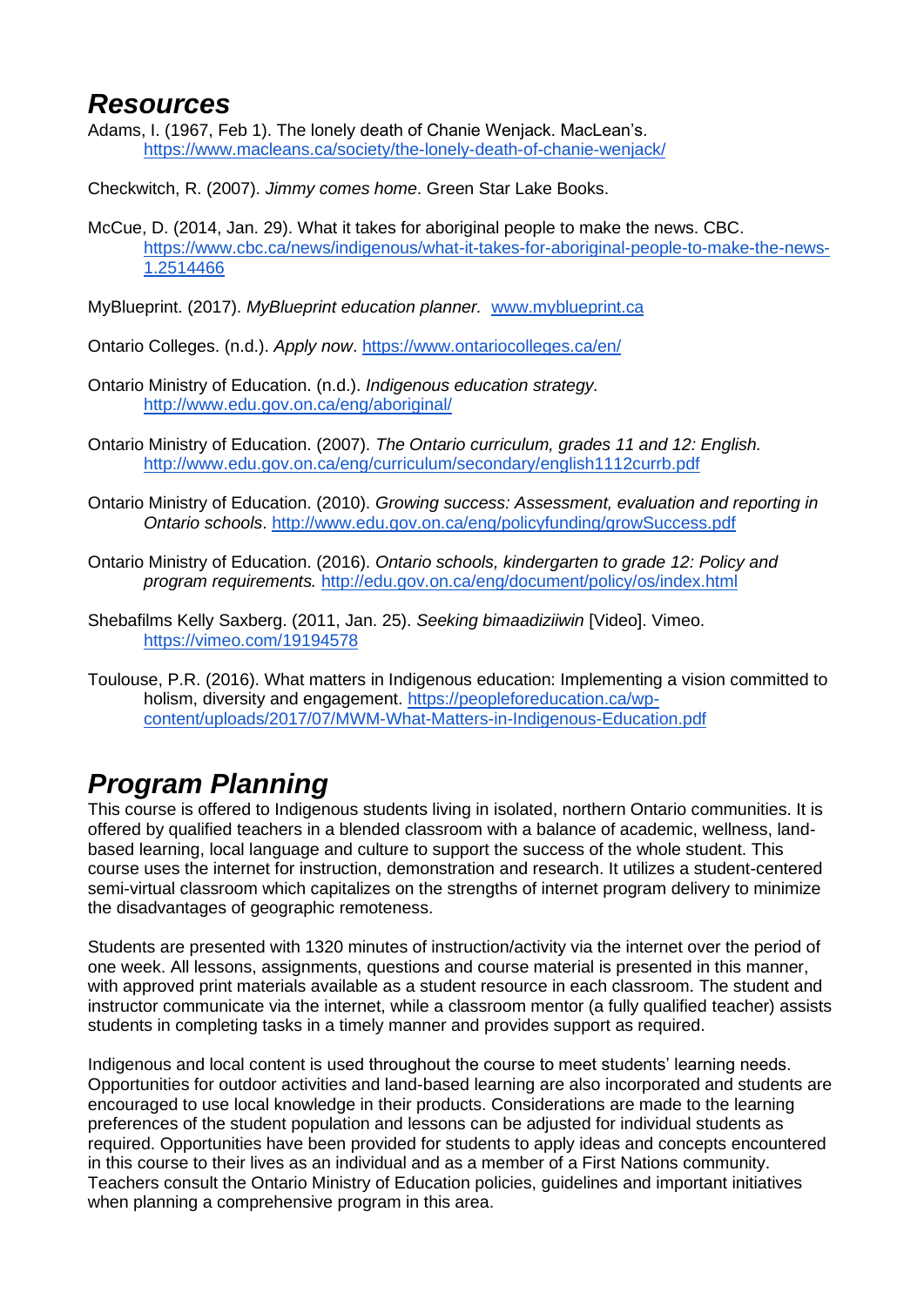## *Resources*

Adams, I. (1967, Feb 1). The lonely death of Chanie Wenjack. MacLean's. https://www.macleans.ca/society/the-lonely-death-of-chanie-wenjack/

Checkwitch, R. (2007). *Jimmy comes home*. Green Star Lake Books.

McCue, D. (2014, Jan. 29). What it takes for aboriginal people to make the news. CBC. https://www.cbc.ca/news/indigenous/what-it-takes-for-aboriginal-people-to-make-the-news-1.2514466

MyBlueprint. (2017). *MyBlueprint education planner.* www.myblueprint.ca

Ontario Colleges. (n.d.). *Apply now*. https://www.ontariocolleges.ca/en/

Ontario Ministry of Education. (n.d.). *Indigenous education strategy.* http://www.edu.gov.on.ca/eng/aboriginal/

Ontario Ministry of Education. (2007). *The Ontario curriculum, grades 11 and 12: English.* http://www.edu.gov.on.ca/eng/curriculum/secondary/english1112currb.pdf

Ontario Ministry of Education. (2010). *Growing success: Assessment, evaluation and reporting in Ontario schools*. http://www.edu.gov.on.ca/eng/policyfunding/growSuccess.pdf

Ontario Ministry of Education. (2016). *Ontario schools, kindergarten to grade 12: Policy and program requirements.* http://edu.gov.on.ca/eng/document/policy/os/index.html

Shebafilms Kelly Saxberg. (2011, Jan. 25). *Seeking bimaadiziiwin* [Video]. Vimeo. https://vimeo.com/19194578

Toulouse, P.R. (2016). What matters in Indigenous education: Implementing a vision committed to holism, diversity and engagement. https://peopleforeducation.ca/wp-content/uploads/2017/07/MWM-What-Matters-in-Indigenous-Education.pdf

## *Program Planning*

This course is offered to Indigenous students living in isolated, northern Ontario communities. It is offered by qualified teachers in a blended classroom with a balance of academic, wellness, land-based learning, local language and culture to support the success of the whole student. This course uses the internet for instruction, demonstration and research. It utilizes a student-centered semi-virtual classroom which capitalizes on the strengths of internet program delivery to minimize the disadvantages of geographic remoteness.

Students are presented with 1320 minutes of instruction/activity via the internet over the period of one week. All lessons, assignments, questions and course material is presented in this manner, with approved print materials available as a student resource in each classroom. The student and instructor communicate via the internet, while a classroom mentor (a fully qualified teacher) assists students in completing tasks in a timely manner and provides support as required.

Indigenous and local content is used throughout the course to meet students' learning needs. Opportunities for outdoor activities and land-based learning are also incorporated and students are encouraged to use local knowledge in their products. Considerations are made to the learning preferences of the student population and lessons can be adjusted for individual students as required. Opportunities have been provided for students to apply ideas and concepts encountered in this course to their lives as an individual and as a member of a First Nations community. Teachers consult the Ontario Ministry of Education policies, guidelines and important initiatives when planning a comprehensive program in this area.